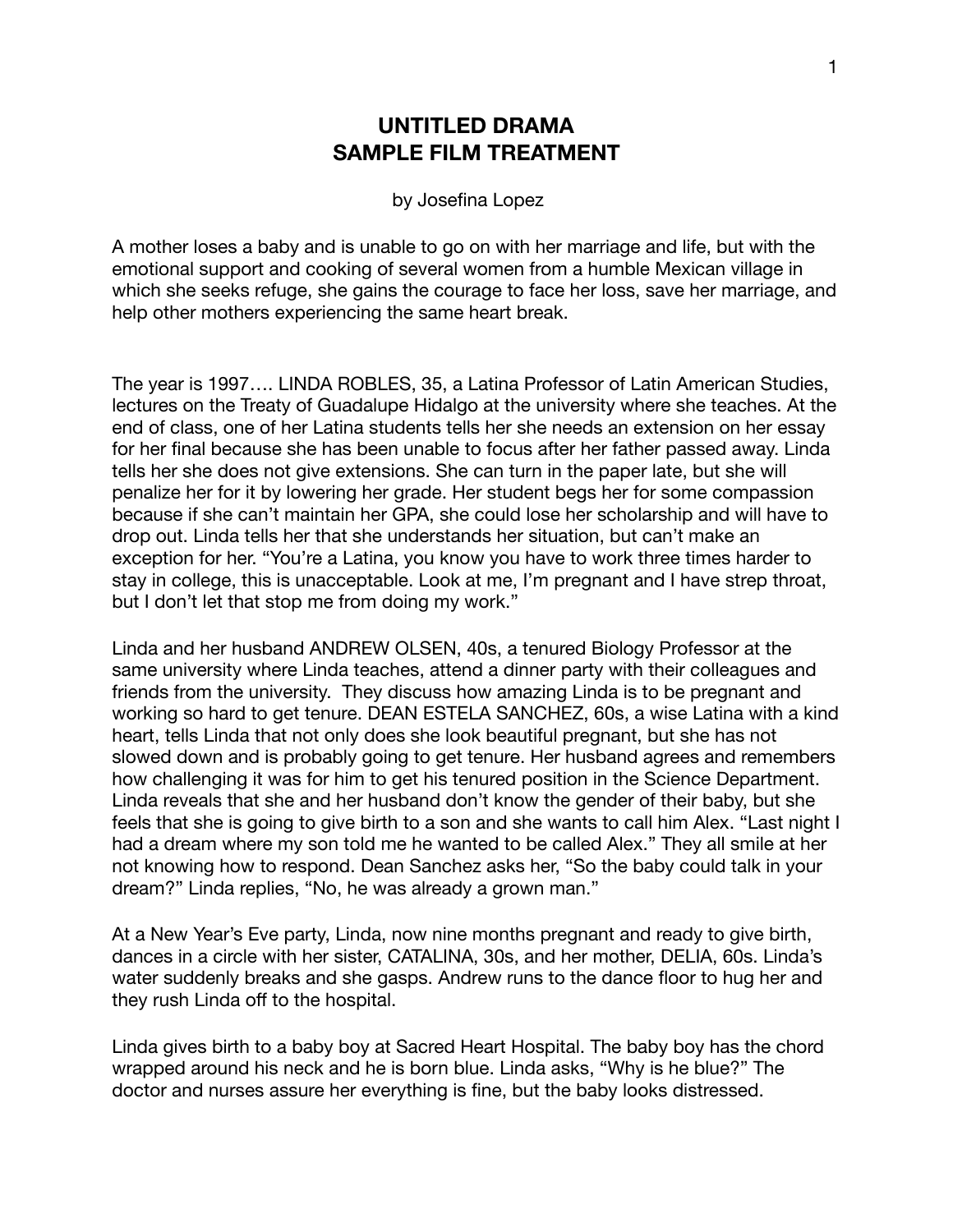# UNTITLED DRAMA
# SAMPLE FILM TREATMENT

by Josefina Lopez

A mother loses a baby and is unable to go on with her marriage and life, but with the emotional support and cooking of several women from a humble Mexican village in which she seeks refuge, she gains the courage to face her loss, save her marriage, and help other mothers experiencing the same heart break.

The year is 1997…. LINDA ROBLES, 35, a Latina Professor of Latin American Studies, lectures on the Treaty of Guadalupe Hidalgo at the university where she teaches. At the end of class, one of her Latina students tells her she needs an extension on her essay for her final because she has been unable to focus after her father passed away. Linda tells her she does not give extensions. She can turn in the paper late, but she will penalize her for it by lowering her grade. Her student begs her for some compassion because if she can't maintain her GPA, she could lose her scholarship and will have to drop out. Linda tells her that she understands her situation, but can't make an exception for her. "You're a Latina, you know you have to work three times harder to stay in college, this is unacceptable. Look at me, I'm pregnant and I have strep throat, but I don't let that stop me from doing my work."

Linda and her husband ANDREW OLSEN, 40s, a tenured Biology Professor at the same university where Linda teaches, attend a dinner party with their colleagues and friends from the university. They discuss how amazing Linda is to be pregnant and working so hard to get tenure. DEAN ESTELA SANCHEZ, 60s, a wise Latina with a kind heart, tells Linda that not only does she look beautiful pregnant, but she has not slowed down and is probably going to get tenure. Her husband agrees and remembers how challenging it was for him to get his tenured position in the Science Department. Linda reveals that she and her husband don't know the gender of their baby, but she feels that she is going to give birth to a son and she wants to call him Alex. "Last night I had a dream where my son told me he wanted to be called Alex." They all smile at her not knowing how to respond. Dean Sanchez asks her, "So the baby could talk in your dream?" Linda replies, "No, he was already a grown man."

At a New Year's Eve party, Linda, now nine months pregnant and ready to give birth, dances in a circle with her sister, CATALINA, 30s, and her mother, DELIA, 60s. Linda's water suddenly breaks and she gasps. Andrew runs to the dance floor to hug her and they rush Linda off to the hospital.

Linda gives birth to a baby boy at Sacred Heart Hospital. The baby boy has the chord wrapped around his neck and he is born blue. Linda asks, "Why is he blue?" The doctor and nurses assure her everything is fine, but the baby looks distressed.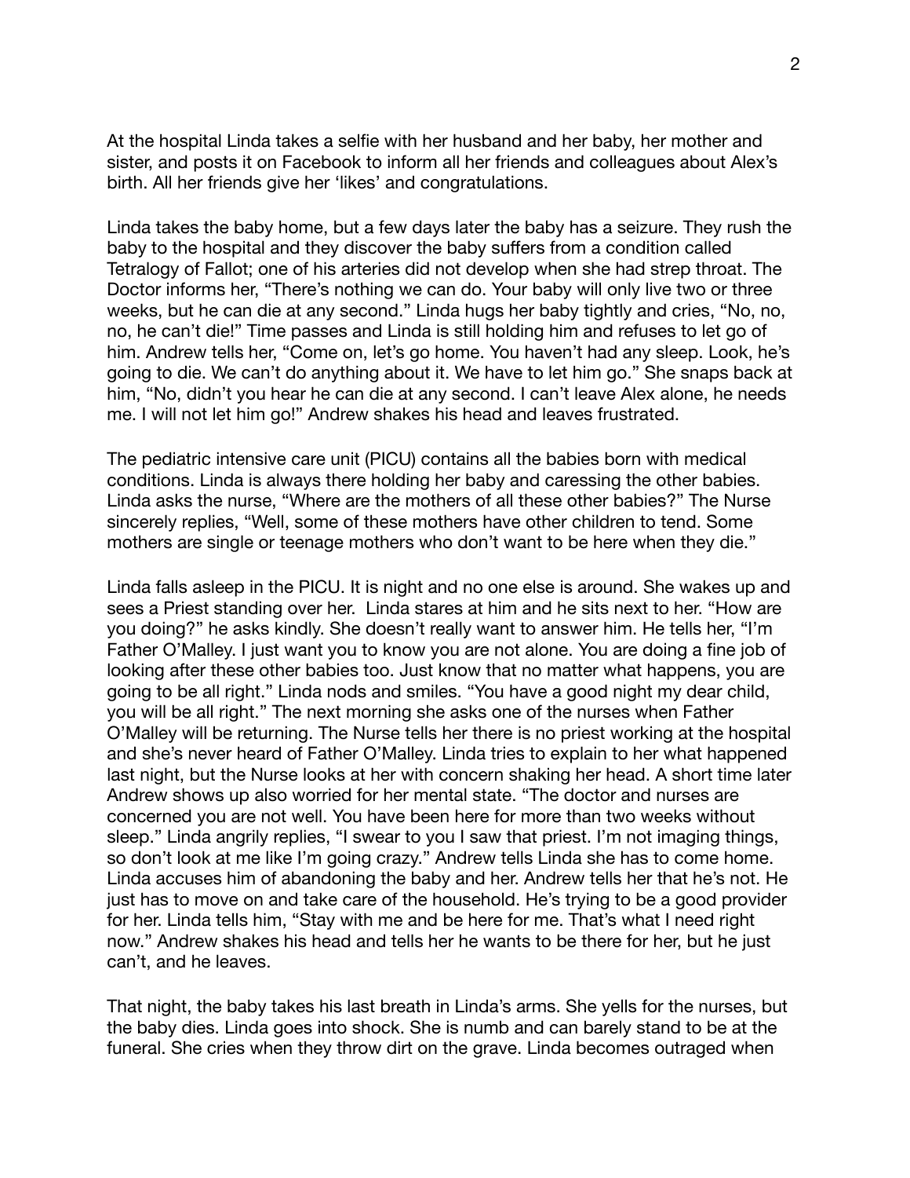At the hospital Linda takes a selfie with her husband and her baby, her mother and sister, and posts it on Facebook to inform all her friends and colleagues about Alex's birth. All her friends give her 'likes' and congratulations.

Linda takes the baby home, but a few days later the baby has a seizure. They rush the baby to the hospital and they discover the baby suffers from a condition called Tetralogy of Fallot; one of his arteries did not develop when she had strep throat. The Doctor informs her, "There's nothing we can do. Your baby will only live two or three weeks, but he can die at any second." Linda hugs her baby tightly and cries, "No, no, no, he can't die!" Time passes and Linda is still holding him and refuses to let go of him. Andrew tells her, "Come on, let's go home. You haven't had any sleep. Look, he's going to die. We can't do anything about it. We have to let him go." She snaps back at him, "No, didn't you hear he can die at any second. I can't leave Alex alone, he needs me. I will not let him go!" Andrew shakes his head and leaves frustrated.

The pediatric intensive care unit (PICU) contains all the babies born with medical conditions. Linda is always there holding her baby and caressing the other babies. Linda asks the nurse, "Where are the mothers of all these other babies?" The Nurse sincerely replies, "Well, some of these mothers have other children to tend. Some mothers are single or teenage mothers who don't want to be here when they die."

Linda falls asleep in the PICU. It is night and no one else is around. She wakes up and sees a Priest standing over her. Linda stares at him and he sits next to her. "How are you doing?" he asks kindly. She doesn't really want to answer him. He tells her, "I'm Father O'Malley. I just want you to know you are not alone. You are doing a fine job of looking after these other babies too. Just know that no matter what happens, you are going to be all right." Linda nods and smiles. "You have a good night my dear child, you will be all right." The next morning she asks one of the nurses when Father O'Malley will be returning. The Nurse tells her there is no priest working at the hospital and she's never heard of Father O'Malley. Linda tries to explain to her what happened last night, but the Nurse looks at her with concern shaking her head. A short time later Andrew shows up also worried for her mental state. "The doctor and nurses are concerned you are not well. You have been here for more than two weeks without sleep." Linda angrily replies, "I swear to you I saw that priest. I'm not imaging things, so don't look at me like I'm going crazy." Andrew tells Linda she has to come home. Linda accuses him of abandoning the baby and her. Andrew tells her that he's not. He just has to move on and take care of the household. He's trying to be a good provider for her. Linda tells him, "Stay with me and be here for me. That's what I need right now." Andrew shakes his head and tells her he wants to be there for her, but he just can't, and he leaves.

That night, the baby takes his last breath in Linda's arms. She yells for the nurses, but the baby dies. Linda goes into shock. She is numb and can barely stand to be at the funeral. She cries when they throw dirt on the grave. Linda becomes outraged when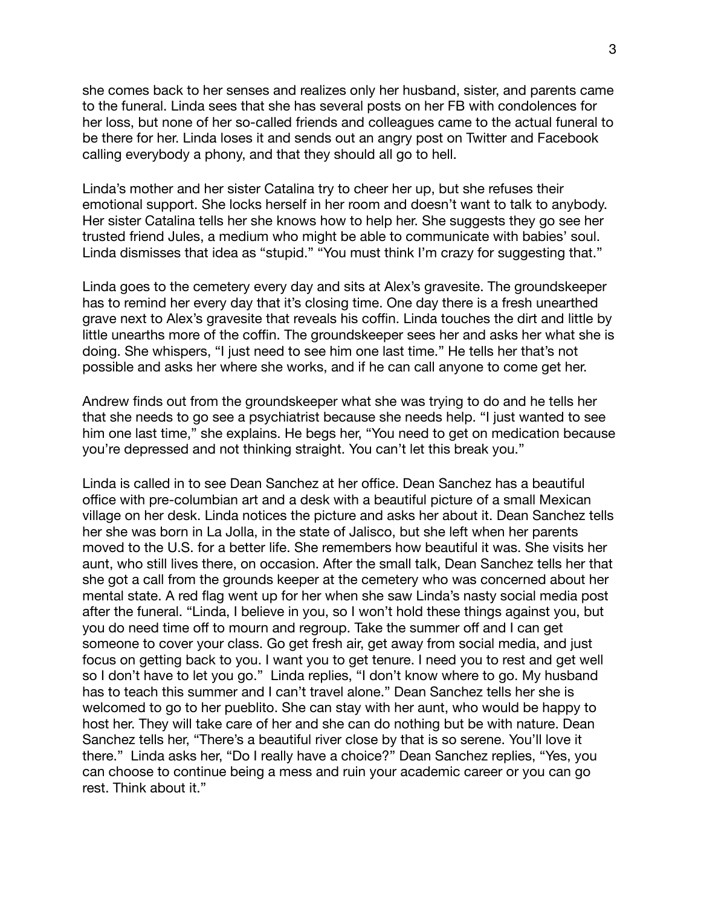she comes back to her senses and realizes only her husband, sister, and parents came to the funeral. Linda sees that she has several posts on her FB with condolences for her loss, but none of her so-called friends and colleagues came to the actual funeral to be there for her. Linda loses it and sends out an angry post on Twitter and Facebook calling everybody a phony, and that they should all go to hell.

Linda's mother and her sister Catalina try to cheer her up, but she refuses their emotional support. She locks herself in her room and doesn't want to talk to anybody. Her sister Catalina tells her she knows how to help her. She suggests they go see her trusted friend Jules, a medium who might be able to communicate with babies' soul. Linda dismisses that idea as "stupid." "You must think I'm crazy for suggesting that."

Linda goes to the cemetery every day and sits at Alex's gravesite. The groundskeeper has to remind her every day that it's closing time. One day there is a fresh unearthed grave next to Alex's gravesite that reveals his coffin. Linda touches the dirt and little by little unearths more of the coffin. The groundskeeper sees her and asks her what she is doing. She whispers, "I just need to see him one last time." He tells her that's not possible and asks her where she works, and if he can call anyone to come get her.

Andrew finds out from the groundskeeper what she was trying to do and he tells her that she needs to go see a psychiatrist because she needs help. "I just wanted to see him one last time," she explains. He begs her, "You need to get on medication because you're depressed and not thinking straight. You can't let this break you."

Linda is called in to see Dean Sanchez at her office. Dean Sanchez has a beautiful office with pre-columbian art and a desk with a beautiful picture of a small Mexican village on her desk. Linda notices the picture and asks her about it. Dean Sanchez tells her she was born in La Jolla, in the state of Jalisco, but she left when her parents moved to the U.S. for a better life. She remembers how beautiful it was. She visits her aunt, who still lives there, on occasion. After the small talk, Dean Sanchez tells her that she got a call from the grounds keeper at the cemetery who was concerned about her mental state. A red flag went up for her when she saw Linda's nasty social media post after the funeral. "Linda, I believe in you, so I won't hold these things against you, but you do need time off to mourn and regroup. Take the summer off and I can get someone to cover your class. Go get fresh air, get away from social media, and just focus on getting back to you. I want you to get tenure. I need you to rest and get well so I don't have to let you go." Linda replies, "I don't know where to go. My husband has to teach this summer and I can't travel alone." Dean Sanchez tells her she is welcomed to go to her pueblito. She can stay with her aunt, who would be happy to host her. They will take care of her and she can do nothing but be with nature. Dean Sanchez tells her, "There's a beautiful river close by that is so serene. You'll love it there." Linda asks her, "Do I really have a choice?" Dean Sanchez replies, "Yes, you can choose to continue being a mess and ruin your academic career or you can go rest. Think about it."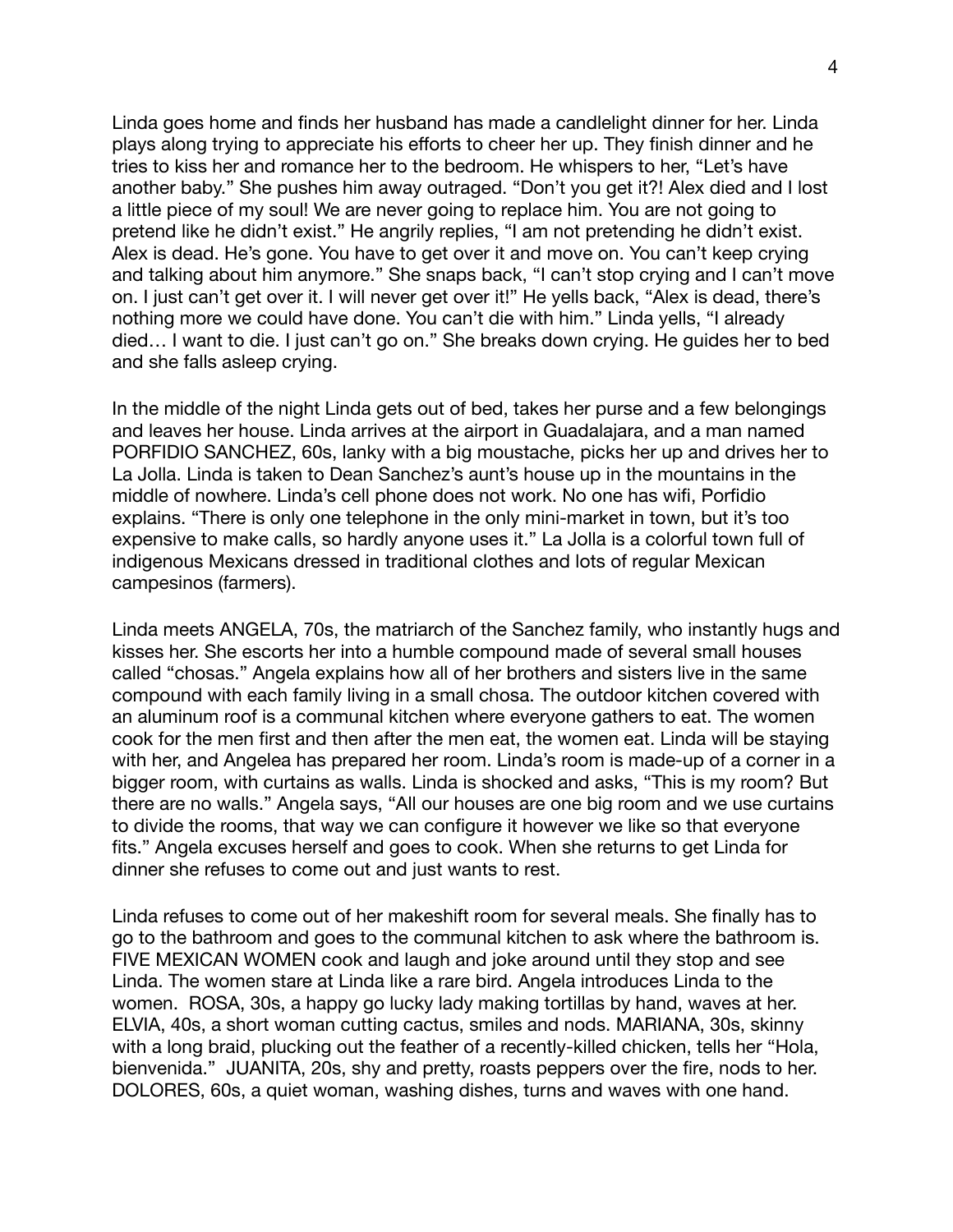Linda goes home and finds her husband has made a candlelight dinner for her. Linda plays along trying to appreciate his efforts to cheer her up. They finish dinner and he tries to kiss her and romance her to the bedroom. He whispers to her, "Let's have another baby." She pushes him away outraged. "Don't you get it?! Alex died and I lost a little piece of my soul! We are never going to replace him. You are not going to pretend like he didn't exist." He angrily replies, "I am not pretending he didn't exist. Alex is dead. He's gone. You have to get over it and move on. You can't keep crying and talking about him anymore." She snaps back, "I can't stop crying and I can't move on. I just can't get over it. I will never get over it!" He yells back, "Alex is dead, there's nothing more we could have done. You can't die with him." Linda yells, "I already died… I want to die. I just can't go on." She breaks down crying. He guides her to bed and she falls asleep crying.

In the middle of the night Linda gets out of bed, takes her purse and a few belongings and leaves her house. Linda arrives at the airport in Guadalajara, and a man named PORFIDIO SANCHEZ, 60s, lanky with a big moustache, picks her up and drives her to La Jolla. Linda is taken to Dean Sanchez's aunt's house up in the mountains in the middle of nowhere. Linda's cell phone does not work. No one has wifi, Porfidio explains. "There is only one telephone in the only mini-market in town, but it's too expensive to make calls, so hardly anyone uses it." La Jolla is a colorful town full of indigenous Mexicans dressed in traditional clothes and lots of regular Mexican campesinos (farmers).

Linda meets ANGELA, 70s, the matriarch of the Sanchez family, who instantly hugs and kisses her. She escorts her into a humble compound made of several small houses called "chosas." Angela explains how all of her brothers and sisters live in the same compound with each family living in a small chosa. The outdoor kitchen covered with an aluminum roof is a communal kitchen where everyone gathers to eat. The women cook for the men first and then after the men eat, the women eat. Linda will be staying with her, and Angelea has prepared her room. Linda's room is made-up of a corner in a bigger room, with curtains as walls. Linda is shocked and asks, "This is my room? But there are no walls." Angela says, "All our houses are one big room and we use curtains to divide the rooms, that way we can configure it however we like so that everyone fits." Angela excuses herself and goes to cook. When she returns to get Linda for dinner she refuses to come out and just wants to rest.

Linda refuses to come out of her makeshift room for several meals. She finally has to go to the bathroom and goes to the communal kitchen to ask where the bathroom is. FIVE MEXICAN WOMEN cook and laugh and joke around until they stop and see Linda. The women stare at Linda like a rare bird. Angela introduces Linda to the women. ROSA, 30s, a happy go lucky lady making tortillas by hand, waves at her. ELVIA, 40s, a short woman cutting cactus, smiles and nods. MARIANA, 30s, skinny with a long braid, plucking out the feather of a recently-killed chicken, tells her "Hola, bienvenida." JUANITA, 20s, shy and pretty, roasts peppers over the fire, nods to her. DOLORES, 60s, a quiet woman, washing dishes, turns and waves with one hand.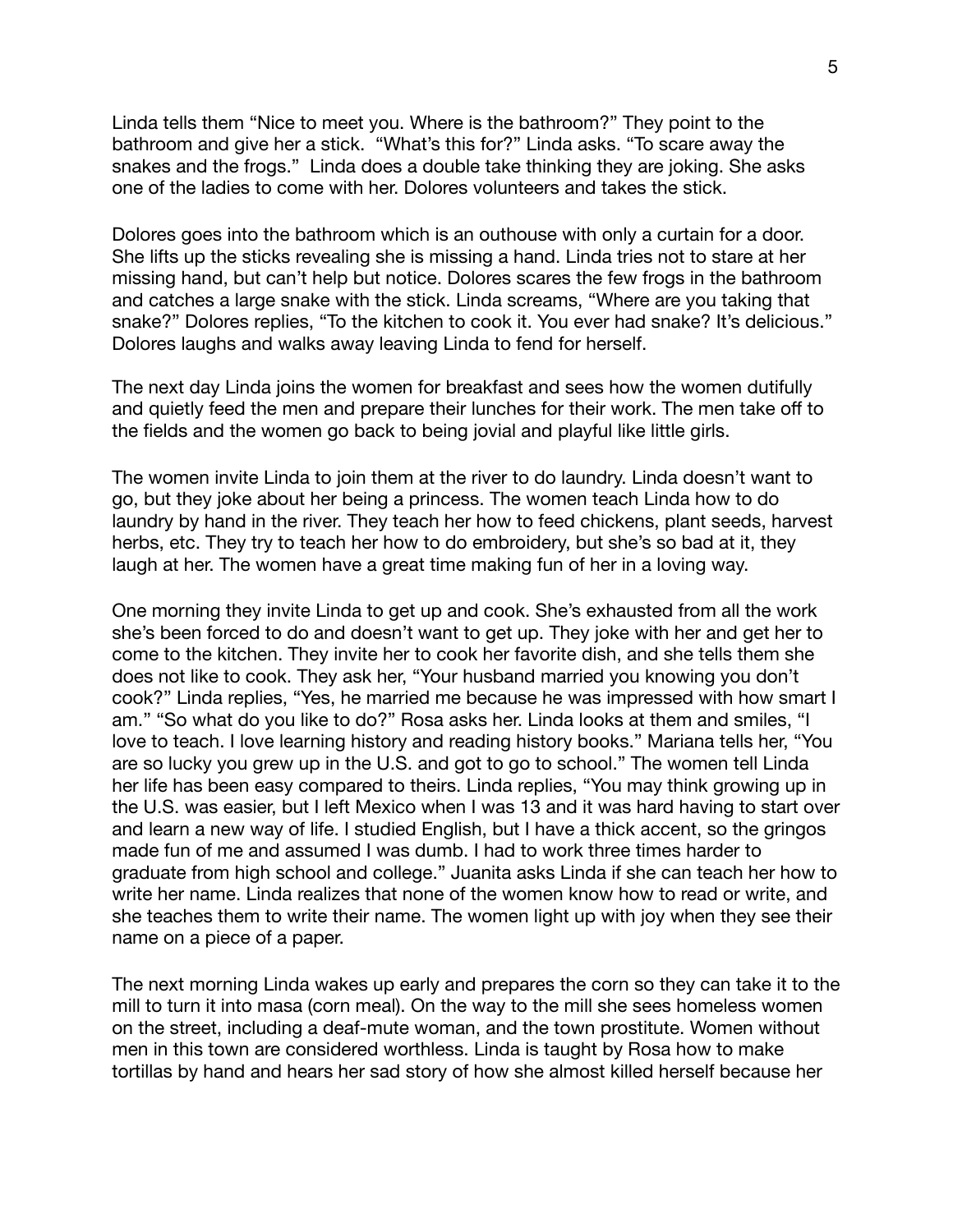Linda tells them "Nice to meet you. Where is the bathroom?" They point to the bathroom and give her a stick. "What's this for?" Linda asks. "To scare away the snakes and the frogs." Linda does a double take thinking they are joking. She asks one of the ladies to come with her. Dolores volunteers and takes the stick.

Dolores goes into the bathroom which is an outhouse with only a curtain for a door. She lifts up the sticks revealing she is missing a hand. Linda tries not to stare at her missing hand, but can't help but notice. Dolores scares the few frogs in the bathroom and catches a large snake with the stick. Linda screams, "Where are you taking that snake?" Dolores replies, "To the kitchen to cook it. You ever had snake? It's delicious." Dolores laughs and walks away leaving Linda to fend for herself.

The next day Linda joins the women for breakfast and sees how the women dutifully and quietly feed the men and prepare their lunches for their work. The men take off to the fields and the women go back to being jovial and playful like little girls.

The women invite Linda to join them at the river to do laundry. Linda doesn't want to go, but they joke about her being a princess. The women teach Linda how to do laundry by hand in the river. They teach her how to feed chickens, plant seeds, harvest herbs, etc. They try to teach her how to do embroidery, but she's so bad at it, they laugh at her. The women have a great time making fun of her in a loving way.

One morning they invite Linda to get up and cook. She's exhausted from all the work she's been forced to do and doesn't want to get up. They joke with her and get her to come to the kitchen. They invite her to cook her favorite dish, and she tells them she does not like to cook. They ask her, "Your husband married you knowing you don't cook?" Linda replies, "Yes, he married me because he was impressed with how smart I am." "So what do you like to do?" Rosa asks her. Linda looks at them and smiles, "I love to teach. I love learning history and reading history books." Mariana tells her, "You are so lucky you grew up in the U.S. and got to go to school." The women tell Linda her life has been easy compared to theirs. Linda replies, "You may think growing up in the U.S. was easier, but I left Mexico when I was 13 and it was hard having to start over and learn a new way of life. I studied English, but I have a thick accent, so the gringos made fun of me and assumed I was dumb. I had to work three times harder to graduate from high school and college." Juanita asks Linda if she can teach her how to write her name. Linda realizes that none of the women know how to read or write, and she teaches them to write their name. The women light up with joy when they see their name on a piece of a paper.

The next morning Linda wakes up early and prepares the corn so they can take it to the mill to turn it into masa (corn meal). On the way to the mill she sees homeless women on the street, including a deaf-mute woman, and the town prostitute. Women without men in this town are considered worthless. Linda is taught by Rosa how to make tortillas by hand and hears her sad story of how she almost killed herself because her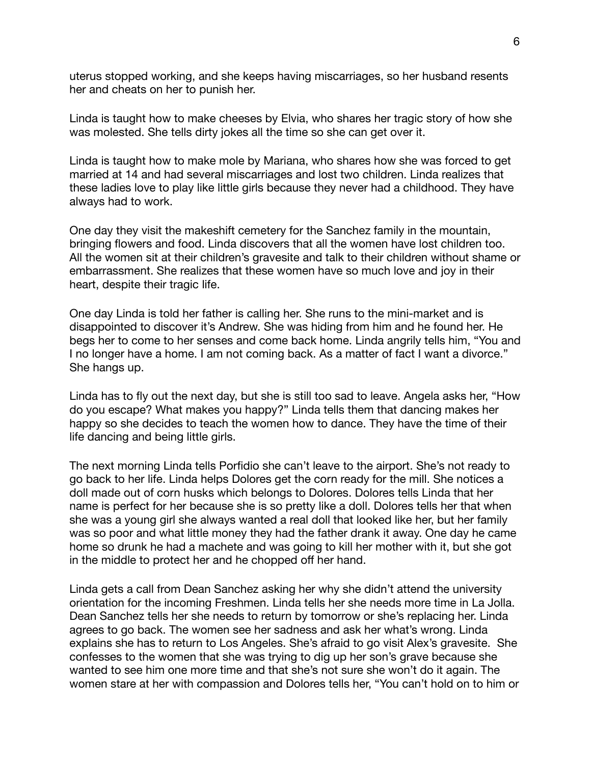uterus stopped working, and she keeps having miscarriages, so her husband resents her and cheats on her to punish her.

Linda is taught how to make cheeses by Elvia, who shares her tragic story of how she was molested. She tells dirty jokes all the time so she can get over it.

Linda is taught how to make mole by Mariana, who shares how she was forced to get married at 14 and had several miscarriages and lost two children. Linda realizes that these ladies love to play like little girls because they never had a childhood. They have always had to work.

One day they visit the makeshift cemetery for the Sanchez family in the mountain, bringing flowers and food. Linda discovers that all the women have lost children too. All the women sit at their children's gravesite and talk to their children without shame or embarrassment. She realizes that these women have so much love and joy in their heart, despite their tragic life.

One day Linda is told her father is calling her. She runs to the mini-market and is disappointed to discover it's Andrew. She was hiding from him and he found her. He begs her to come to her senses and come back home. Linda angrily tells him, "You and I no longer have a home. I am not coming back. As a matter of fact I want a divorce." She hangs up.

Linda has to fly out the next day, but she is still too sad to leave. Angela asks her, "How do you escape? What makes you happy?" Linda tells them that dancing makes her happy so she decides to teach the women how to dance. They have the time of their life dancing and being little girls.

The next morning Linda tells Porfidio she can't leave to the airport. She's not ready to go back to her life. Linda helps Dolores get the corn ready for the mill. She notices a doll made out of corn husks which belongs to Dolores. Dolores tells Linda that her name is perfect for her because she is so pretty like a doll. Dolores tells her that when she was a young girl she always wanted a real doll that looked like her, but her family was so poor and what little money they had the father drank it away. One day he came home so drunk he had a machete and was going to kill her mother with it, but she got in the middle to protect her and he chopped off her hand.

Linda gets a call from Dean Sanchez asking her why she didn't attend the university orientation for the incoming Freshmen. Linda tells her she needs more time in La Jolla. Dean Sanchez tells her she needs to return by tomorrow or she's replacing her. Linda agrees to go back. The women see her sadness and ask her what's wrong. Linda explains she has to return to Los Angeles. She's afraid to go visit Alex's gravesite. She confesses to the women that she was trying to dig up her son's grave because she wanted to see him one more time and that she's not sure she won't do it again. The women stare at her with compassion and Dolores tells her, "You can't hold on to him or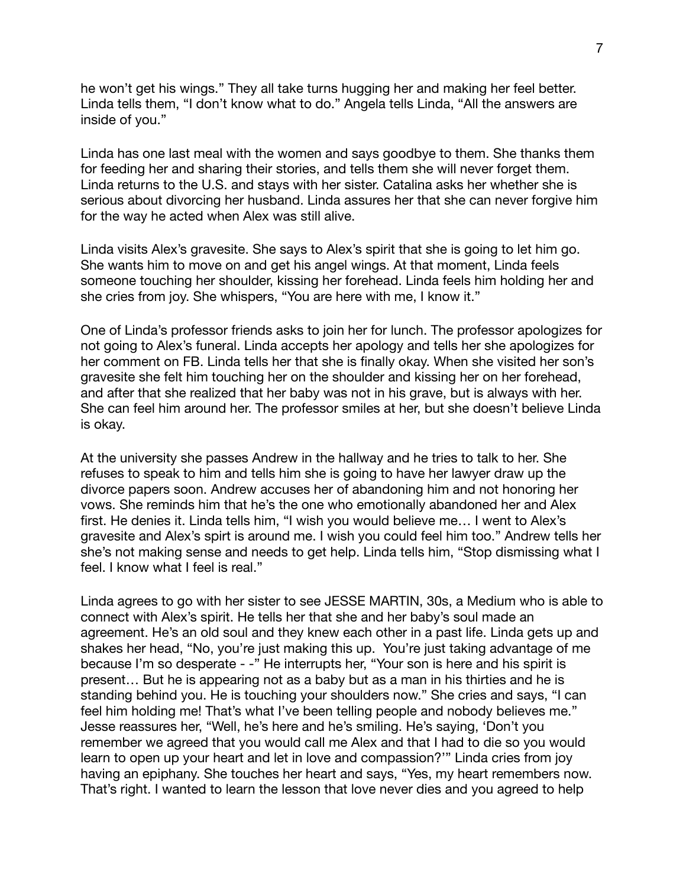he won't get his wings." They all take turns hugging her and making her feel better. Linda tells them, "I don't know what to do." Angela tells Linda, "All the answers are inside of you."

Linda has one last meal with the women and says goodbye to them. She thanks them for feeding her and sharing their stories, and tells them she will never forget them. Linda returns to the U.S. and stays with her sister. Catalina asks her whether she is serious about divorcing her husband. Linda assures her that she can never forgive him for the way he acted when Alex was still alive.

Linda visits Alex's gravesite. She says to Alex's spirit that she is going to let him go. She wants him to move on and get his angel wings. At that moment, Linda feels someone touching her shoulder, kissing her forehead. Linda feels him holding her and she cries from joy. She whispers, "You are here with me, I know it."

One of Linda's professor friends asks to join her for lunch. The professor apologizes for not going to Alex's funeral. Linda accepts her apology and tells her she apologizes for her comment on FB. Linda tells her that she is finally okay. When she visited her son's gravesite she felt him touching her on the shoulder and kissing her on her forehead, and after that she realized that her baby was not in his grave, but is always with her. She can feel him around her. The professor smiles at her, but she doesn't believe Linda is okay.

At the university she passes Andrew in the hallway and he tries to talk to her. She refuses to speak to him and tells him she is going to have her lawyer draw up the divorce papers soon. Andrew accuses her of abandoning him and not honoring her vows. She reminds him that he's the one who emotionally abandoned her and Alex first. He denies it. Linda tells him, "I wish you would believe me… I went to Alex's gravesite and Alex's spirt is around me. I wish you could feel him too." Andrew tells her she's not making sense and needs to get help. Linda tells him, "Stop dismissing what I feel. I know what I feel is real."

Linda agrees to go with her sister to see JESSE MARTIN, 30s, a Medium who is able to connect with Alex's spirit. He tells her that she and her baby's soul made an agreement. He's an old soul and they knew each other in a past life. Linda gets up and shakes her head, "No, you're just making this up. You're just taking advantage of me because I'm so desperate - -" He interrupts her, "Your son is here and his spirit is present… But he is appearing not as a baby but as a man in his thirties and he is standing behind you. He is touching your shoulders now." She cries and says, "I can feel him holding me! That's what I've been telling people and nobody believes me." Jesse reassures her, "Well, he's here and he's smiling. He's saying, 'Don't you remember we agreed that you would call me Alex and that I had to die so you would learn to open up your heart and let in love and compassion?'" Linda cries from joy having an epiphany. She touches her heart and says, "Yes, my heart remembers now. That's right. I wanted to learn the lesson that love never dies and you agreed to help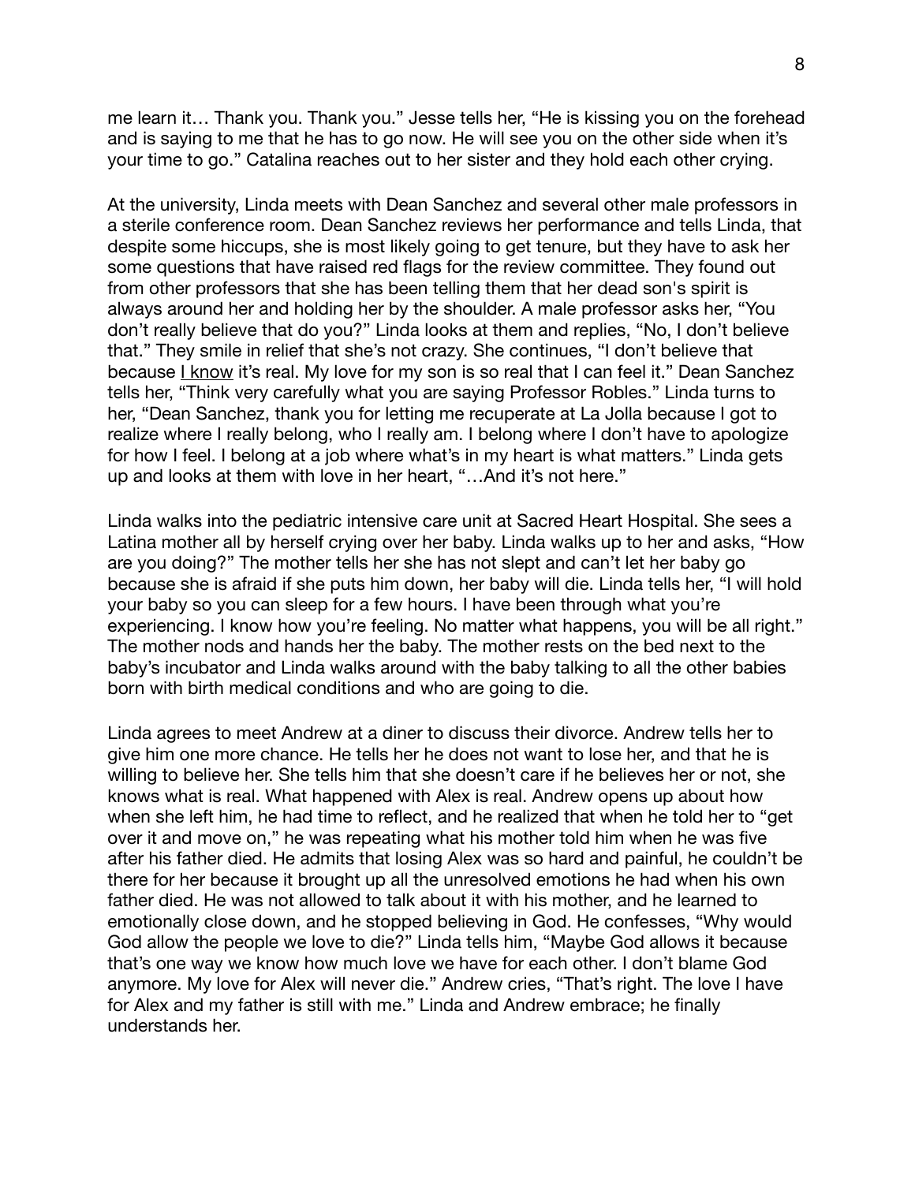me learn it… Thank you. Thank you." Jesse tells her, "He is kissing you on the forehead and is saying to me that he has to go now. He will see you on the other side when it's your time to go." Catalina reaches out to her sister and they hold each other crying.

At the university, Linda meets with Dean Sanchez and several other male professors in a sterile conference room. Dean Sanchez reviews her performance and tells Linda, that despite some hiccups, she is most likely going to get tenure, but they have to ask her some questions that have raised red flags for the review committee. They found out from other professors that she has been telling them that her dead son's spirit is always around her and holding her by the shoulder. A male professor asks her, "You don't really believe that do you?" Linda looks at them and replies, "No, I don't believe that." They smile in relief that she's not crazy. She continues, "I don't believe that because <u>I know</u> it's real. My love for my son is so real that I can feel it." Dean Sanchez tells her, "Think very carefully what you are saying Professor Robles." Linda turns to her, "Dean Sanchez, thank you for letting me recuperate at La Jolla because I got to realize where I really belong, who I really am. I belong where I don't have to apologize for how I feel. I belong at a job where what's in my heart is what matters." Linda gets up and looks at them with love in her heart, "…And it's not here."

Linda walks into the pediatric intensive care unit at Sacred Heart Hospital. She sees a Latina mother all by herself crying over her baby. Linda walks up to her and asks, "How are you doing?" The mother tells her she has not slept and can't let her baby go because she is afraid if she puts him down, her baby will die. Linda tells her, "I will hold your baby so you can sleep for a few hours. I have been through what you're experiencing. I know how you're feeling. No matter what happens, you will be all right." The mother nods and hands her the baby. The mother rests on the bed next to the baby's incubator and Linda walks around with the baby talking to all the other babies born with birth medical conditions and who are going to die.

Linda agrees to meet Andrew at a diner to discuss their divorce. Andrew tells her to give him one more chance. He tells her he does not want to lose her, and that he is willing to believe her. She tells him that she doesn't care if he believes her or not, she knows what is real. What happened with Alex is real. Andrew opens up about how when she left him, he had time to reflect, and he realized that when he told her to "get over it and move on," he was repeating what his mother told him when he was five after his father died. He admits that losing Alex was so hard and painful, he couldn't be there for her because it brought up all the unresolved emotions he had when his own father died. He was not allowed to talk about it with his mother, and he learned to emotionally close down, and he stopped believing in God. He confesses, "Why would God allow the people we love to die?" Linda tells him, "Maybe God allows it because that's one way we know how much love we have for each other. I don't blame God anymore. My love for Alex will never die." Andrew cries, "That's right. The love I have for Alex and my father is still with me." Linda and Andrew embrace; he finally understands her.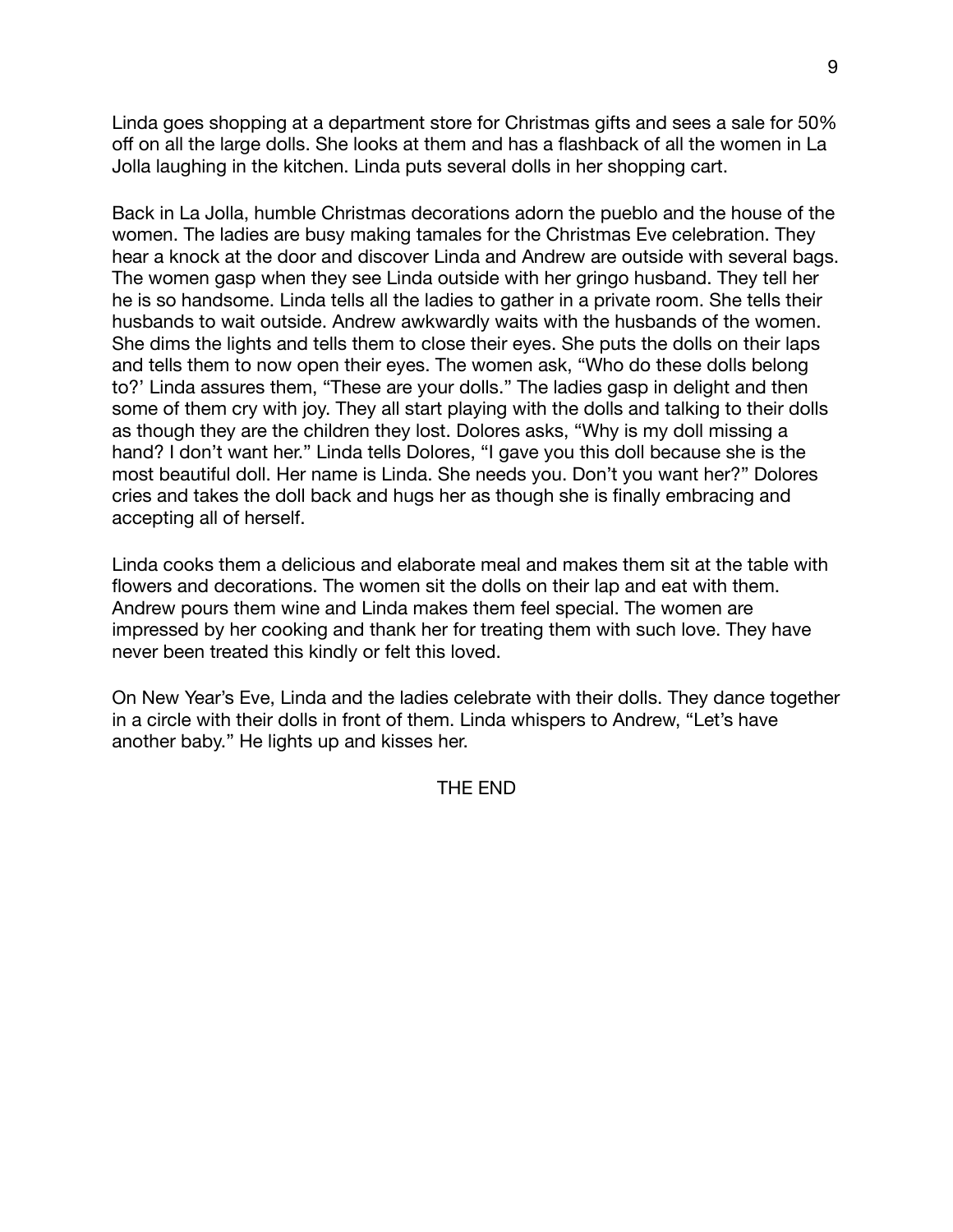Linda goes shopping at a department store for Christmas gifts and sees a sale for 50% off on all the large dolls. She looks at them and has a flashback of all the women in La Jolla laughing in the kitchen. Linda puts several dolls in her shopping cart.

Back in La Jolla, humble Christmas decorations adorn the pueblo and the house of the women. The ladies are busy making tamales for the Christmas Eve celebration. They hear a knock at the door and discover Linda and Andrew are outside with several bags. The women gasp when they see Linda outside with her gringo husband. They tell her he is so handsome. Linda tells all the ladies to gather in a private room. She tells their husbands to wait outside. Andrew awkwardly waits with the husbands of the women. She dims the lights and tells them to close their eyes. She puts the dolls on their laps and tells them to now open their eyes. The women ask, "Who do these dolls belong to?' Linda assures them, "These are your dolls." The ladies gasp in delight and then some of them cry with joy. They all start playing with the dolls and talking to their dolls as though they are the children they lost. Dolores asks, "Why is my doll missing a hand? I don't want her." Linda tells Dolores, "I gave you this doll because she is the most beautiful doll. Her name is Linda. She needs you. Don't you want her?" Dolores cries and takes the doll back and hugs her as though she is finally embracing and accepting all of herself.

Linda cooks them a delicious and elaborate meal and makes them sit at the table with flowers and decorations. The women sit the dolls on their lap and eat with them. Andrew pours them wine and Linda makes them feel special. The women are impressed by her cooking and thank her for treating them with such love. They have never been treated this kindly or felt this loved.

On New Year's Eve, Linda and the ladies celebrate with their dolls. They dance together in a circle with their dolls in front of them. Linda whispers to Andrew, "Let's have another baby." He lights up and kisses her.

THE END